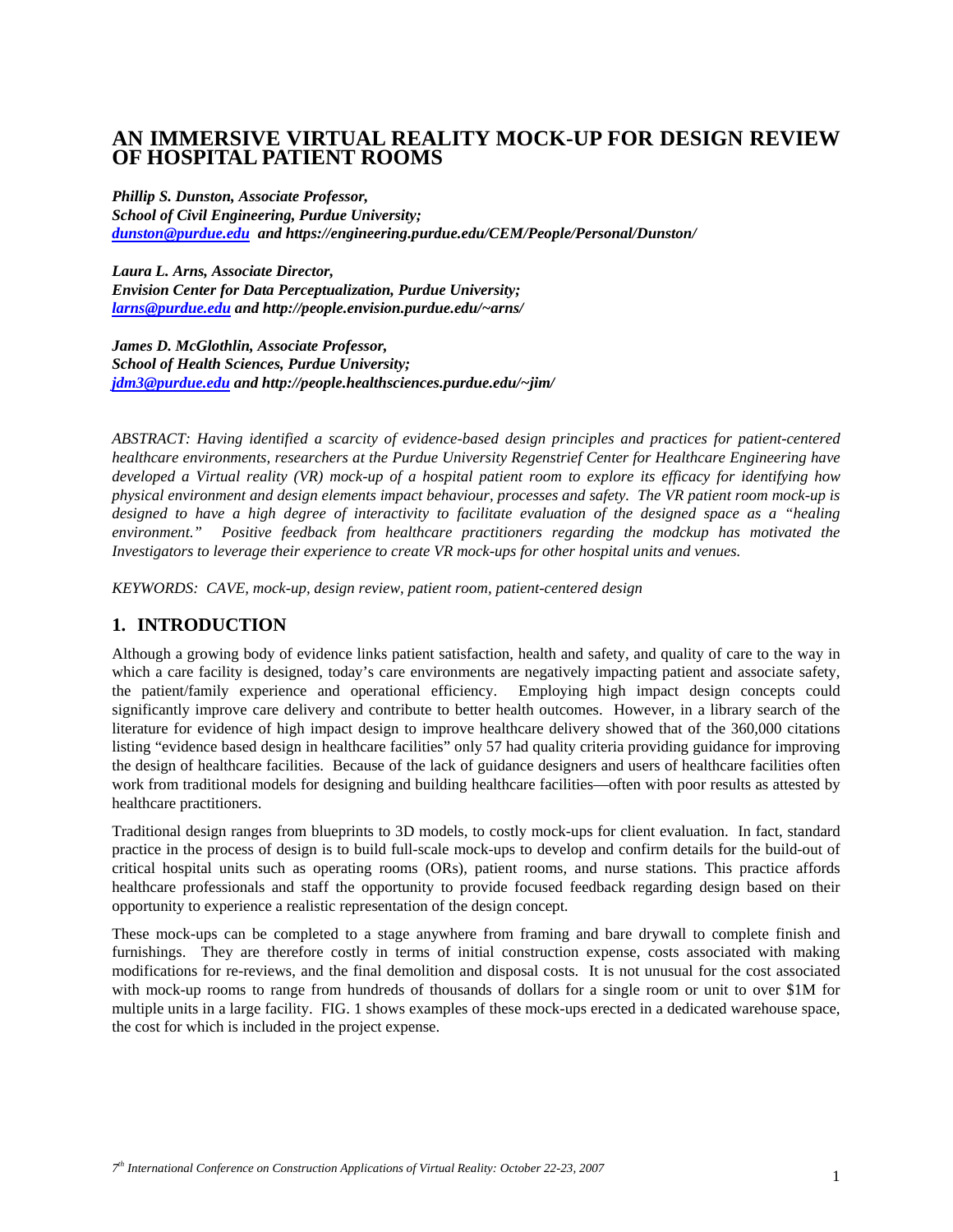# AN IMMERSIVE VIRTUAL REALITY MOCK-UP FOR DESIGN REVIEW OF HOSPITAL PATIENT ROOMS

***Phillip S. Dunston, Associate Professor,***
***School of Civil Engineering, Purdue University;***
***dunston@purdue.edu and https://engineering.purdue.edu/CEM/People/Personal/Dunston/***

***Laura L. Arns, Associate Director,***
***Envision Center for Data Perceptualization, Purdue University;***
***larns@purdue.edu and http://people.envision.purdue.edu/~arns/***

***James D. McGlothlin, Associate Professor,***
***School of Health Sciences, Purdue University;***
***jdm3@purdue.edu and http://people.healthsciences.purdue.edu/~jim/***

*ABSTRACT: Having identified a scarcity of evidence-based design principles and practices for patient-centered healthcare environments, researchers at the Purdue University Regenstrief Center for Healthcare Engineering have developed a Virtual reality (VR) mock-up of a hospital patient room to explore its efficacy for identifying how physical environment and design elements impact behaviour, processes and safety. The VR patient room mock-up is designed to have a high degree of interactivity to facilitate evaluation of the designed space as a "healing environment." Positive feedback from healthcare practitioners regarding the modckup has motivated the Investigators to leverage their experience to create VR mock-ups for other hospital units and venues.*

*KEYWORDS: CAVE, mock-up, design review, patient room, patient-centered design*

## 1. INTRODUCTION

Although a growing body of evidence links patient satisfaction, health and safety, and quality of care to the way in which a care facility is designed, today's care environments are negatively impacting patient and associate safety, the patient/family experience and operational efficiency. Employing high impact design concepts could significantly improve care delivery and contribute to better health outcomes. However, in a library search of the literature for evidence of high impact design to improve healthcare delivery showed that of the 360,000 citations listing "evidence based design in healthcare facilities" only 57 had quality criteria providing guidance for improving the design of healthcare facilities. Because of the lack of guidance designers and users of healthcare facilities often work from traditional models for designing and building healthcare facilities—often with poor results as attested by healthcare practitioners.

Traditional design ranges from blueprints to 3D models, to costly mock-ups for client evaluation. In fact, standard practice in the process of design is to build full-scale mock-ups to develop and confirm details for the build-out of critical hospital units such as operating rooms (ORs), patient rooms, and nurse stations. This practice affords healthcare professionals and staff the opportunity to provide focused feedback regarding design based on their opportunity to experience a realistic representation of the design concept.

These mock-ups can be completed to a stage anywhere from framing and bare drywall to complete finish and furnishings. They are therefore costly in terms of initial construction expense, costs associated with making modifications for re-reviews, and the final demolition and disposal costs. It is not unusual for the cost associated with mock-up rooms to range from hundreds of thousands of dollars for a single room or unit to over $1M for multiple units in a large facility. FIG. 1 shows examples of these mock-ups erected in a dedicated warehouse space, the cost for which is included in the project expense.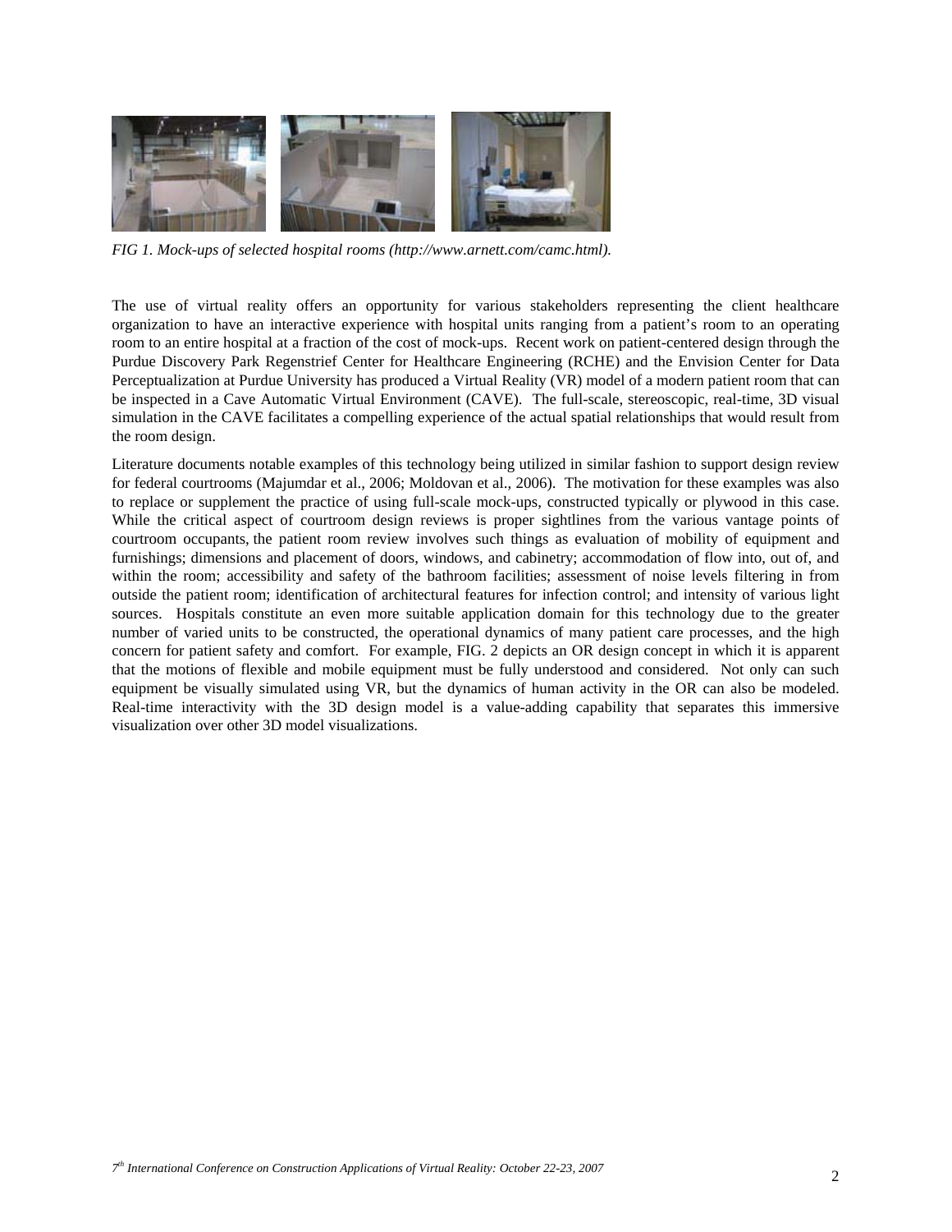*FIG 1. Mock-ups of selected hospital rooms (http://www.arnett.com/camc.html).*

The use of virtual reality offers an opportunity for various stakeholders representing the client healthcare organization to have an interactive experience with hospital units ranging from a patient's room to an operating room to an entire hospital at a fraction of the cost of mock-ups. Recent work on patient-centered design through the Purdue Discovery Park Regenstrief Center for Healthcare Engineering (RCHE) and the Envision Center for Data Perceptualization at Purdue University has produced a Virtual Reality (VR) model of a modern patient room that can be inspected in a Cave Automatic Virtual Environment (CAVE). The full-scale, stereoscopic, real-time, 3D visual simulation in the CAVE facilitates a compelling experience of the actual spatial relationships that would result from the room design.

Literature documents notable examples of this technology being utilized in similar fashion to support design review for federal courtrooms (Majumdar et al., 2006; Moldovan et al., 2006). The motivation for these examples was also to replace or supplement the practice of using full-scale mock-ups, constructed typically or plywood in this case. While the critical aspect of courtroom design reviews is proper sightlines from the various vantage points of courtroom occupants, the patient room review involves such things as evaluation of mobility of equipment and furnishings; dimensions and placement of doors, windows, and cabinetry; accommodation of flow into, out of, and within the room; accessibility and safety of the bathroom facilities; assessment of noise levels filtering in from outside the patient room; identification of architectural features for infection control; and intensity of various light sources. Hospitals constitute an even more suitable application domain for this technology due to the greater number of varied units to be constructed, the operational dynamics of many patient care processes, and the high concern for patient safety and comfort. For example, FIG. 2 depicts an OR design concept in which it is apparent that the motions of flexible and mobile equipment must be fully understood and considered. Not only can such equipment be visually simulated using VR, but the dynamics of human activity in the OR can also be modeled. Real-time interactivity with the 3D design model is a value-adding capability that separates this immersive visualization over other 3D model visualizations.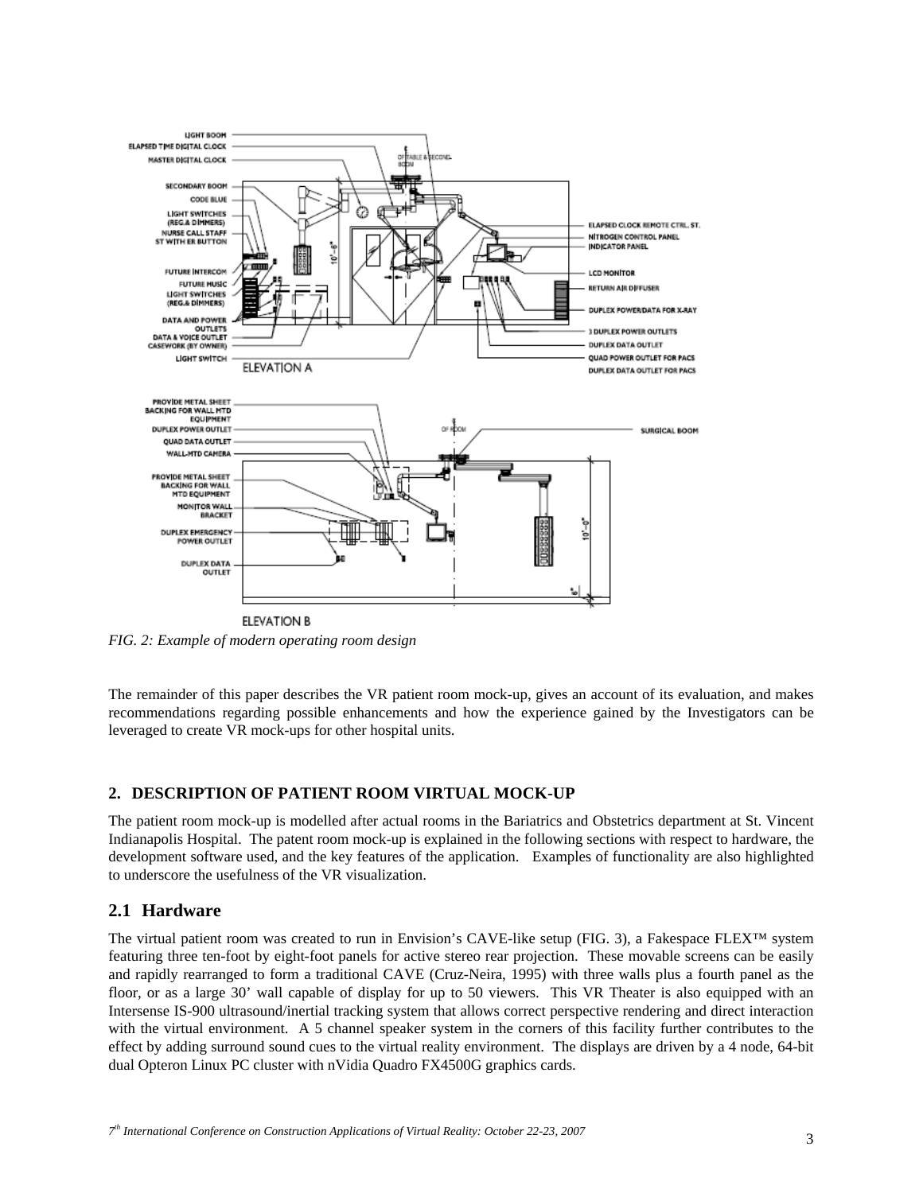*FIG. 2: Example of modern operating room design*

The remainder of this paper describes the VR patient room mock-up, gives an account of its evaluation, and makes recommendations regarding possible enhancements and how the experience gained by the Investigators can be leveraged to create VR mock-ups for other hospital units.

## 2. DESCRIPTION OF PATIENT ROOM VIRTUAL MOCK-UP

The patient room mock-up is modelled after actual rooms in the Bariatrics and Obstetrics department at St. Vincent Indianapolis Hospital. The patent room mock-up is explained in the following sections with respect to hardware, the development software used, and the key features of the application. Examples of functionality are also highlighted to underscore the usefulness of the VR visualization.

## 2.1 Hardware

The virtual patient room was created to run in Envision's CAVE-like setup (FIG. 3), a Fakespace FLEX™ system featuring three ten-foot by eight-foot panels for active stereo rear projection. These movable screens can be easily and rapidly rearranged to form a traditional CAVE (Cruz-Neira, 1995) with three walls plus a fourth panel as the floor, or as a large 30' wall capable of display for up to 50 viewers. This VR Theater is also equipped with an Intersense IS-900 ultrasound/inertial tracking system that allows correct perspective rendering and direct interaction with the virtual environment. A 5 channel speaker system in the corners of this facility further contributes to the effect by adding surround sound cues to the virtual reality environment. The displays are driven by a 4 node, 64-bit dual Opteron Linux PC cluster with nVidia Quadro FX4500G graphics cards.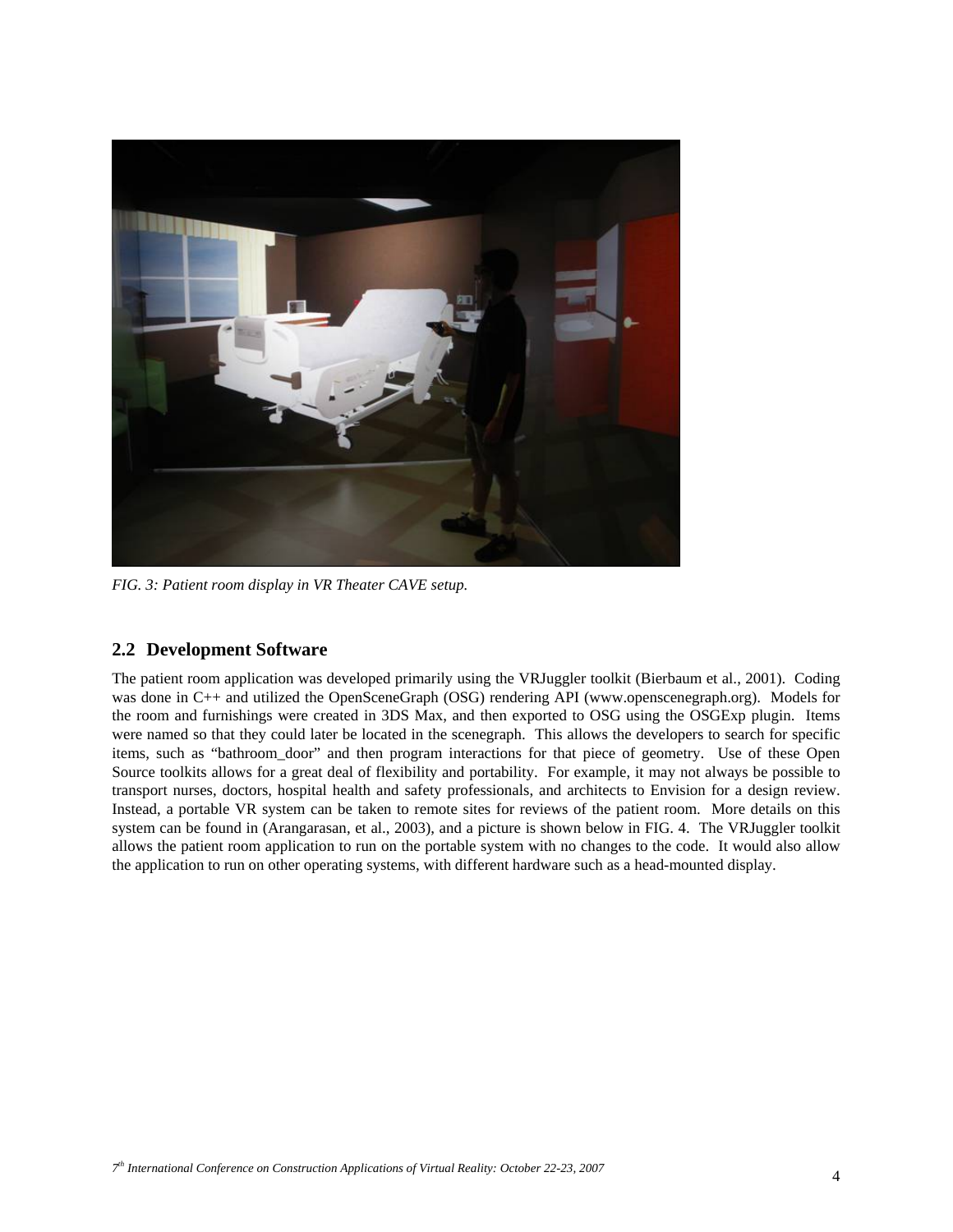FIG. 3: Patient room display in VR Theater CAVE setup.

## 2.2 Development Software

The patient room application was developed primarily using the VRJuggler toolkit (Bierbaum et al., 2001). Coding was done in C++ and utilized the OpenSceneGraph (OSG) rendering API (www.openscenegraph.org). Models for the room and furnishings were created in 3DS Max, and then exported to OSG using the OSGExp plugin. Items were named so that they could later be located in the scenegraph. This allows the developers to search for specific items, such as "bathroom_door" and then program interactions for that piece of geometry. Use of these Open Source toolkits allows for a great deal of flexibility and portability. For example, it may not always be possible to transport nurses, doctors, hospital health and safety professionals, and architects to Envision for a design review. Instead, a portable VR system can be taken to remote sites for reviews of the patient room. More details on this system can be found in (Arangarasan, et al., 2003), and a picture is shown below in FIG. 4. The VRJuggler toolkit allows the patient room application to run on the portable system with no changes to the code. It would also allow the application to run on other operating systems, with different hardware such as a head-mounted display.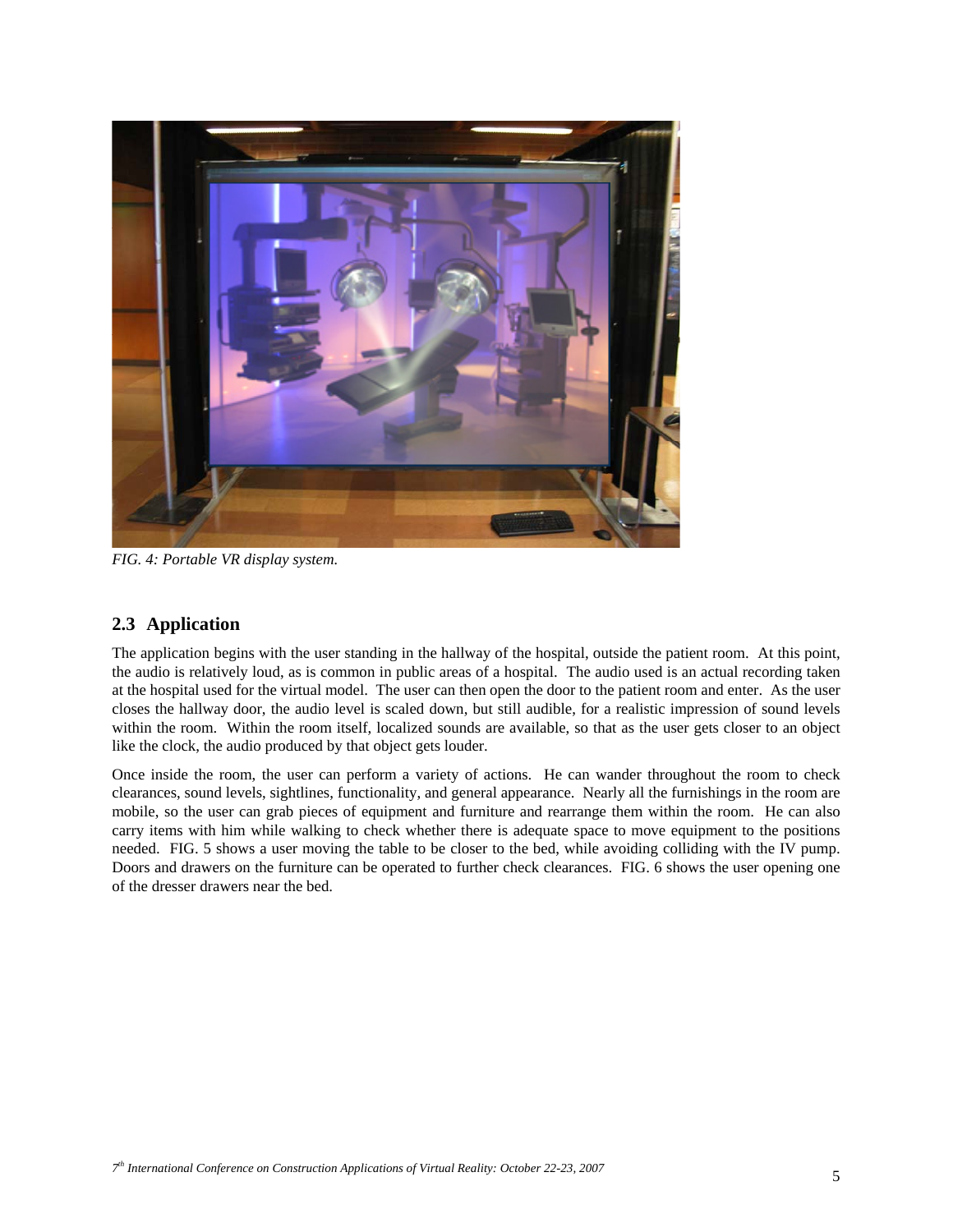*FIG. 4: Portable VR display system.*

## 2.3 Application

The application begins with the user standing in the hallway of the hospital, outside the patient room. At this point, the audio is relatively loud, as is common in public areas of a hospital. The audio used is an actual recording taken at the hospital used for the virtual model. The user can then open the door to the patient room and enter. As the user closes the hallway door, the audio level is scaled down, but still audible, for a realistic impression of sound levels within the room. Within the room itself, localized sounds are available, so that as the user gets closer to an object like the clock, the audio produced by that object gets louder.

Once inside the room, the user can perform a variety of actions. He can wander throughout the room to check clearances, sound levels, sightlines, functionality, and general appearance. Nearly all the furnishings in the room are mobile, so the user can grab pieces of equipment and furniture and rearrange them within the room. He can also carry items with him while walking to check whether there is adequate space to move equipment to the positions needed. FIG. 5 shows a user moving the table to be closer to the bed, while avoiding colliding with the IV pump. Doors and drawers on the furniture can be operated to further check clearances. FIG. 6 shows the user opening one of the dresser drawers near the bed.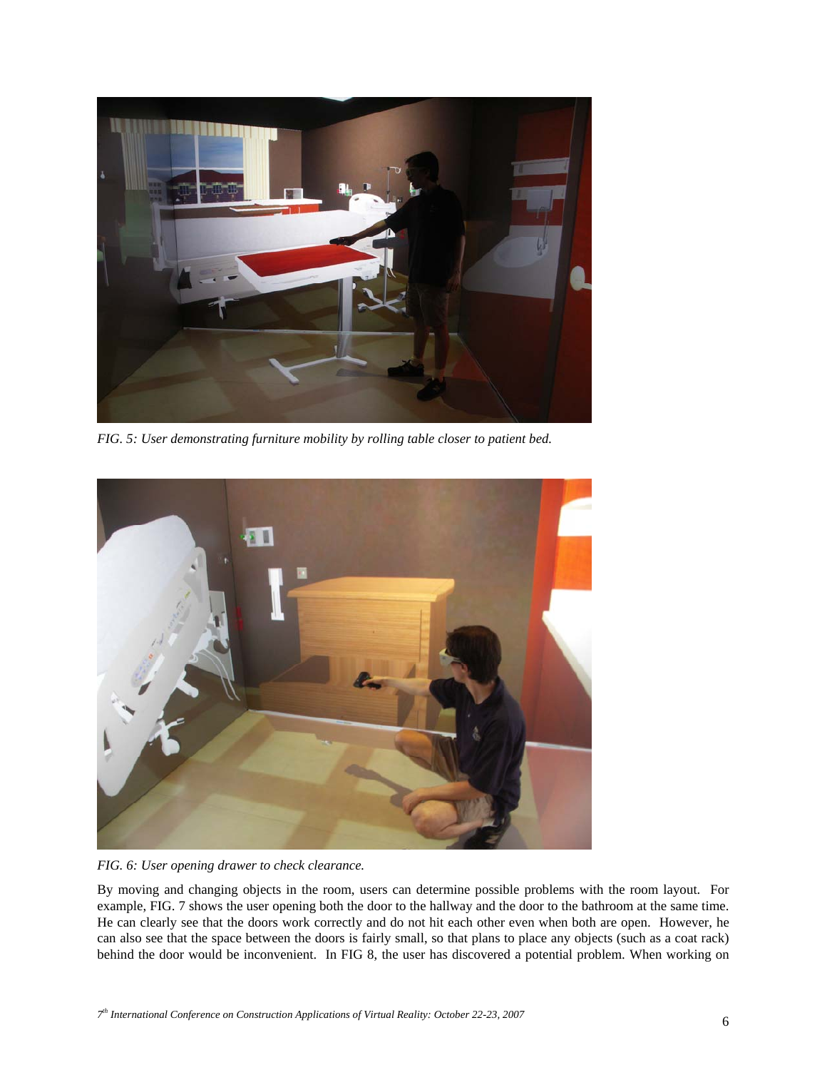*FIG. 5: User demonstrating furniture mobility by rolling table closer to patient bed.*

*FIG. 6: User opening drawer to check clearance.*

By moving and changing objects in the room, users can determine possible problems with the room layout. For example, FIG. 7 shows the user opening both the door to the hallway and the door to the bathroom at the same time. He can clearly see that the doors work correctly and do not hit each other even when both are open. However, he can also see that the space between the doors is fairly small, so that plans to place any objects (such as a coat rack) behind the door would be inconvenient. In FIG 8, the user has discovered a potential problem. When working on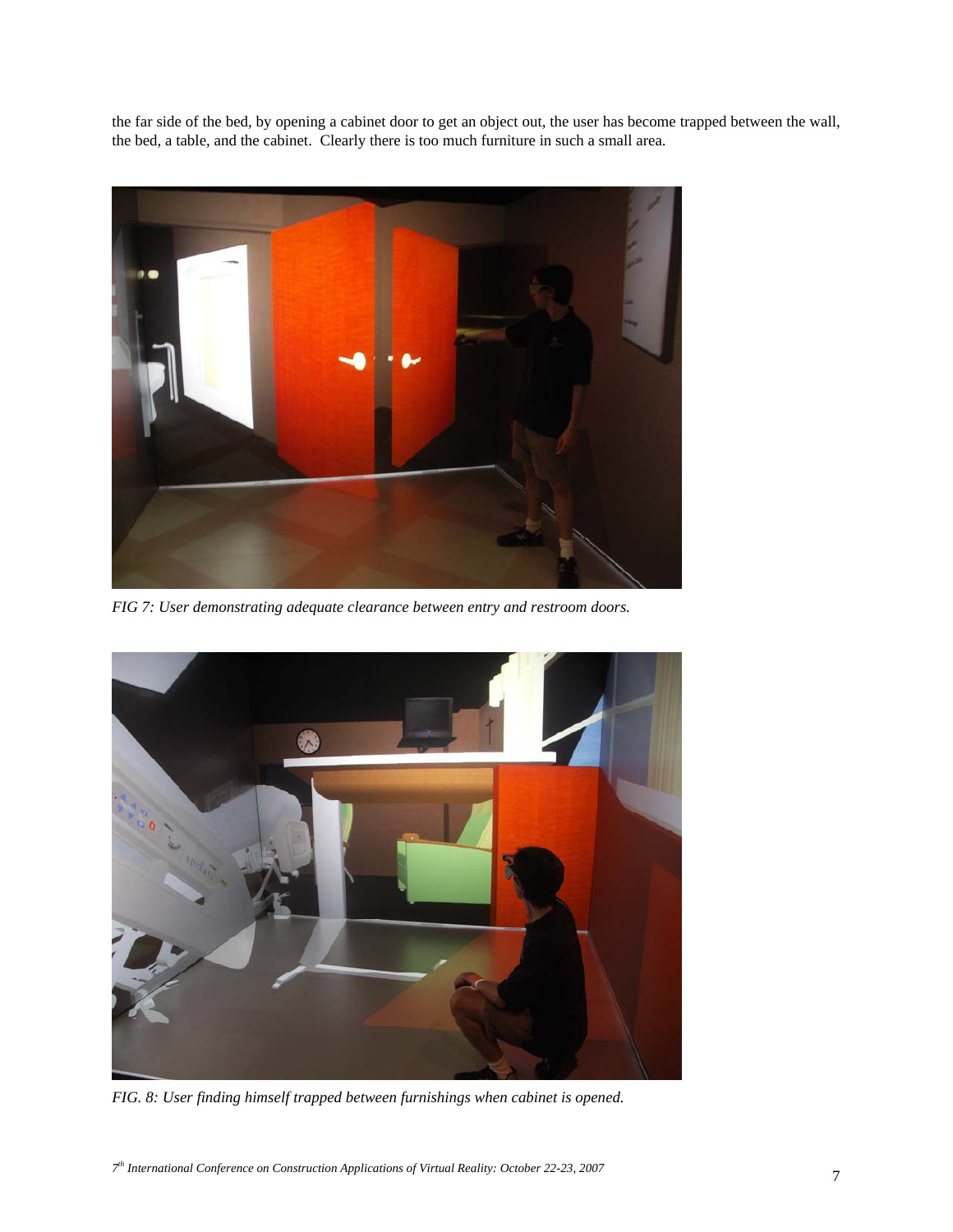the far side of the bed, by opening a cabinet door to get an object out, the user has become trapped between the wall, the bed, a table, and the cabinet. Clearly there is too much furniture in such a small area.

*FIG 7: User demonstrating adequate clearance between entry and restroom doors.*

*FIG. 8: User finding himself trapped between furnishings when cabinet is opened.*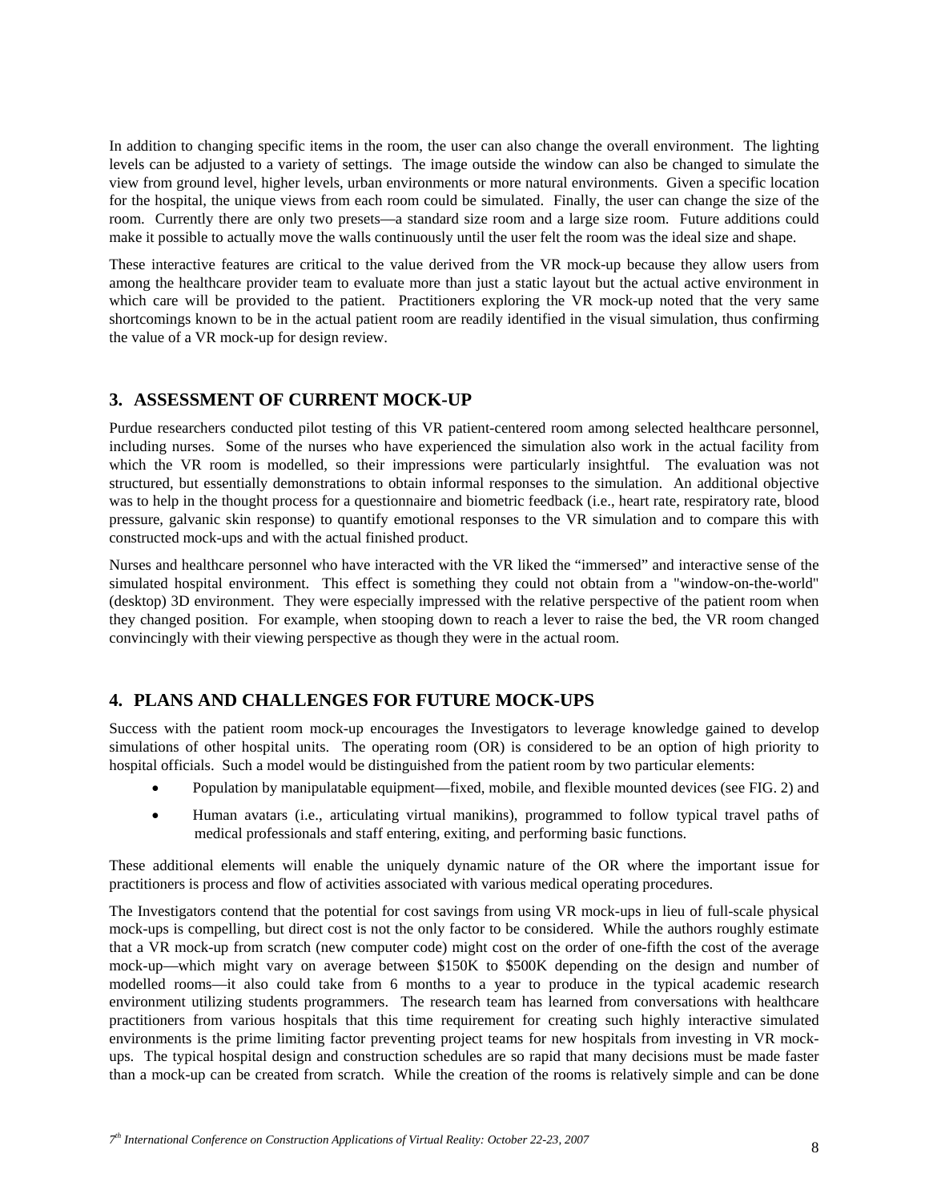In addition to changing specific items in the room, the user can also change the overall environment. The lighting levels can be adjusted to a variety of settings. The image outside the window can also be changed to simulate the view from ground level, higher levels, urban environments or more natural environments. Given a specific location for the hospital, the unique views from each room could be simulated. Finally, the user can change the size of the room. Currently there are only two presets—a standard size room and a large size room. Future additions could make it possible to actually move the walls continuously until the user felt the room was the ideal size and shape.

These interactive features are critical to the value derived from the VR mock-up because they allow users from among the healthcare provider team to evaluate more than just a static layout but the actual active environment in which care will be provided to the patient. Practitioners exploring the VR mock-up noted that the very same shortcomings known to be in the actual patient room are readily identified in the visual simulation, thus confirming the value of a VR mock-up for design review.

## 3. ASSESSMENT OF CURRENT MOCK-UP

Purdue researchers conducted pilot testing of this VR patient-centered room among selected healthcare personnel, including nurses. Some of the nurses who have experienced the simulation also work in the actual facility from which the VR room is modelled, so their impressions were particularly insightful. The evaluation was not structured, but essentially demonstrations to obtain informal responses to the simulation. An additional objective was to help in the thought process for a questionnaire and biometric feedback (i.e., heart rate, respiratory rate, blood pressure, galvanic skin response) to quantify emotional responses to the VR simulation and to compare this with constructed mock-ups and with the actual finished product.

Nurses and healthcare personnel who have interacted with the VR liked the "immersed" and interactive sense of the simulated hospital environment. This effect is something they could not obtain from a "window-on-the-world" (desktop) 3D environment. They were especially impressed with the relative perspective of the patient room when they changed position. For example, when stooping down to reach a lever to raise the bed, the VR room changed convincingly with their viewing perspective as though they were in the actual room.

## 4. PLANS AND CHALLENGES FOR FUTURE MOCK-UPS

Success with the patient room mock-up encourages the Investigators to leverage knowledge gained to develop simulations of other hospital units. The operating room (OR) is considered to be an option of high priority to hospital officials. Such a model would be distinguished from the patient room by two particular elements:

- Population by manipulatable equipment—fixed, mobile, and flexible mounted devices (see FIG. 2) and
- Human avatars (i.e., articulating virtual manikins), programmed to follow typical travel paths of medical professionals and staff entering, exiting, and performing basic functions.

These additional elements will enable the uniquely dynamic nature of the OR where the important issue for practitioners is process and flow of activities associated with various medical operating procedures.

The Investigators contend that the potential for cost savings from using VR mock-ups in lieu of full-scale physical mock-ups is compelling, but direct cost is not the only factor to be considered. While the authors roughly estimate that a VR mock-up from scratch (new computer code) might cost on the order of one-fifth the cost of the average mock-up—which might vary on average between \$150K to \$500K depending on the design and number of modelled rooms—it also could take from 6 months to a year to produce in the typical academic research environment utilizing students programmers. The research team has learned from conversations with healthcare practitioners from various hospitals that this time requirement for creating such highly interactive simulated environments is the prime limiting factor preventing project teams for new hospitals from investing in VR mock-ups. The typical hospital design and construction schedules are so rapid that many decisions must be made faster than a mock-up can be created from scratch. While the creation of the rooms is relatively simple and can be done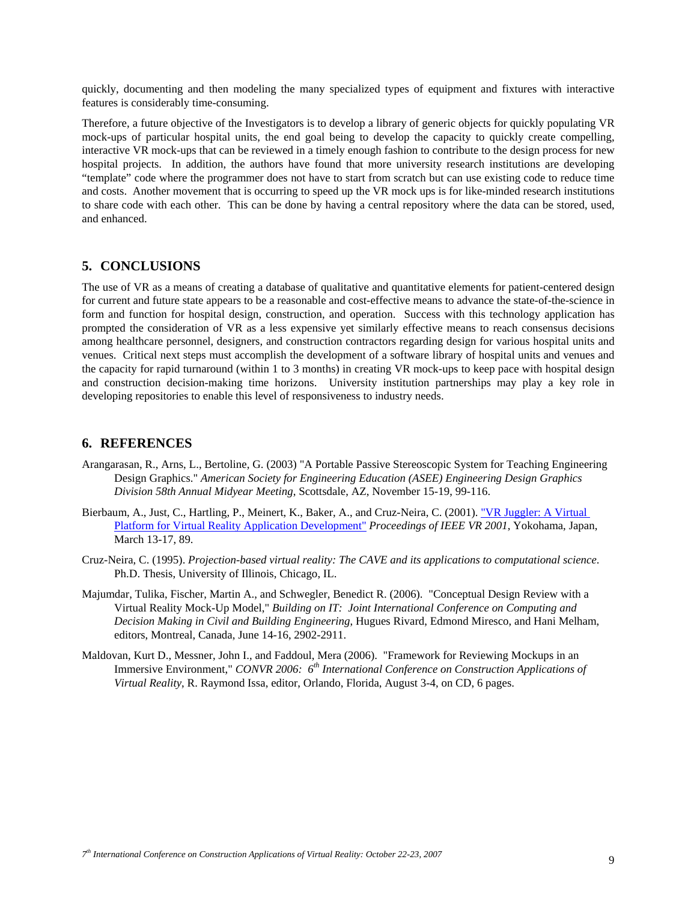quickly, documenting and then modeling the many specialized types of equipment and fixtures with interactive features is considerably time-consuming.

Therefore, a future objective of the Investigators is to develop a library of generic objects for quickly populating VR mock-ups of particular hospital units, the end goal being to develop the capacity to quickly create compelling, interactive VR mock-ups that can be reviewed in a timely enough fashion to contribute to the design process for new hospital projects. In addition, the authors have found that more university research institutions are developing "template" code where the programmer does not have to start from scratch but can use existing code to reduce time and costs. Another movement that is occurring to speed up the VR mock ups is for like-minded research institutions to share code with each other. This can be done by having a central repository where the data can be stored, used, and enhanced.

## 5. CONCLUSIONS

The use of VR as a means of creating a database of qualitative and quantitative elements for patient-centered design for current and future state appears to be a reasonable and cost-effective means to advance the state-of-the-science in form and function for hospital design, construction, and operation. Success with this technology application has prompted the consideration of VR as a less expensive yet similarly effective means to reach consensus decisions among healthcare personnel, designers, and construction contractors regarding design for various hospital units and venues. Critical next steps must accomplish the development of a software library of hospital units and venues and the capacity for rapid turnaround (within 1 to 3 months) in creating VR mock-ups to keep pace with hospital design and construction decision-making time horizons. University institution partnerships may play a key role in developing repositories to enable this level of responsiveness to industry needs.

## 6. REFERENCES

Arangarasan, R., Arns, L., Bertoline, G. (2003) "A Portable Passive Stereoscopic System for Teaching Engineering Design Graphics." *American Society for Engineering Education (ASEE) Engineering Design Graphics Division 58th Annual Midyear Meeting*, Scottsdale, AZ, November 15-19, 99-116.

Bierbaum, A., Just, C., Hartling, P., Meinert, K., Baker, A., and Cruz-Neira, C. (2001). "VR Juggler: A Virtual Platform for Virtual Reality Application Development" *Proceedings of IEEE VR 2001*, Yokohama, Japan, March 13-17, 89.

Cruz-Neira, C. (1995). *Projection-based virtual reality: The CAVE and its applications to computational science*. Ph.D. Thesis, University of Illinois, Chicago, IL.

Majumdar, Tulika, Fischer, Martin A., and Schwegler, Benedict R. (2006). "Conceptual Design Review with a Virtual Reality Mock-Up Model," *Building on IT: Joint International Conference on Computing and Decision Making in Civil and Building Engineering*, Hugues Rivard, Edmond Miresco, and Hani Melham, editors, Montreal, Canada, June 14-16, 2902-2911.

Maldovan, Kurt D., Messner, John I., and Faddoul, Mera (2006). "Framework for Reviewing Mockups in an Immersive Environment," *CONVR 2006: 6th International Conference on Construction Applications of Virtual Reality*, R. Raymond Issa, editor, Orlando, Florida, August 3-4, on CD, 6 pages.